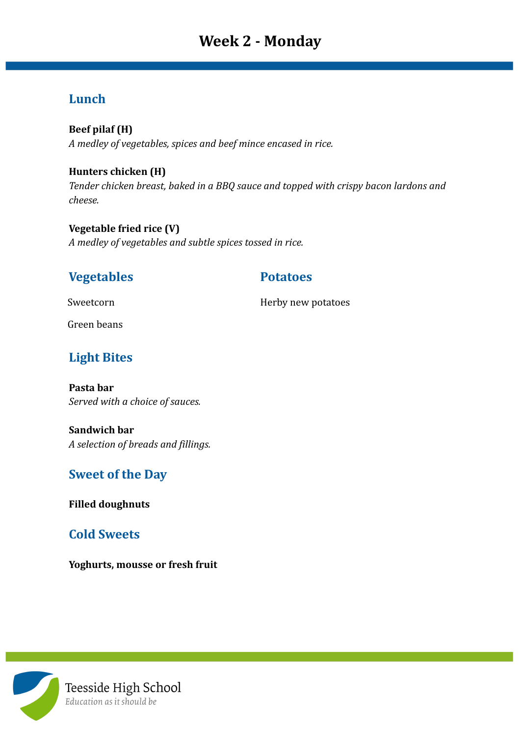# Week 2 - Monday

## Lunch

**Beef pilaf (H)**
*A medley of vegetables, spices and beef mince encased in rice.*

**Hunters chicken (H)**
*Tender chicken breast, baked in a BBQ sauce and topped with crispy bacon lardons and cheese.*

**Vegetable fried rice (V)**
*A medley of vegetables and subtle spices tossed in rice.*

## Vegetables

Sweetcorn

Green beans

## Potatoes

Herby new potatoes

## Light Bites

**Pasta bar**
*Served with a choice of sauces.*

**Sandwich bar**
*A selection of breads and fillings.*

## Sweet of the Day

**Filled doughnuts**

## Cold Sweets

**Yoghurts, mousse or fresh fruit**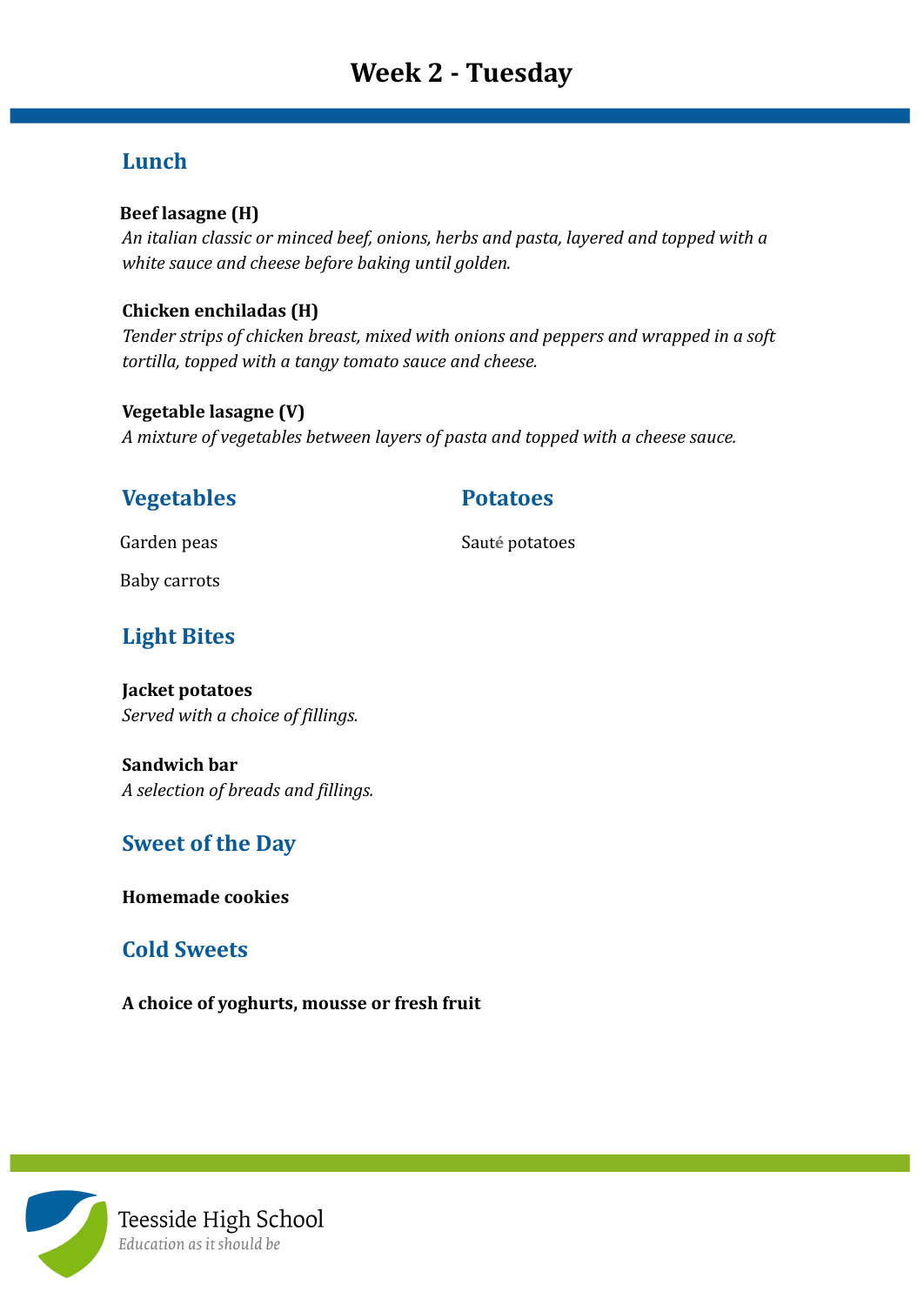# Week 2 - Tuesday

## Lunch

**Beef lasagne (H)**
*An italian classic or minced beef, onions, herbs and pasta, layered and topped with a white sauce and cheese before baking until golden.*

**Chicken enchiladas (H)**
*Tender strips of chicken breast, mixed with onions and peppers and wrapped in a soft tortilla, topped with a tangy tomato sauce and cheese.*

**Vegetable lasagne (V)**
*A mixture of vegetables between layers of pasta and topped with a cheese sauce.*

## Vegetables

Garden peas

Baby carrots

## Potatoes

Sauté potatoes

## Light Bites

**Jacket potatoes**
*Served with a choice of fillings.*

**Sandwich bar**
*A selection of breads and fillings.*

## Sweet of the Day

**Homemade cookies**

## Cold Sweets

**A choice of yoghurts, mousse or fresh fruit**

Teesside High School
*Education as it should be*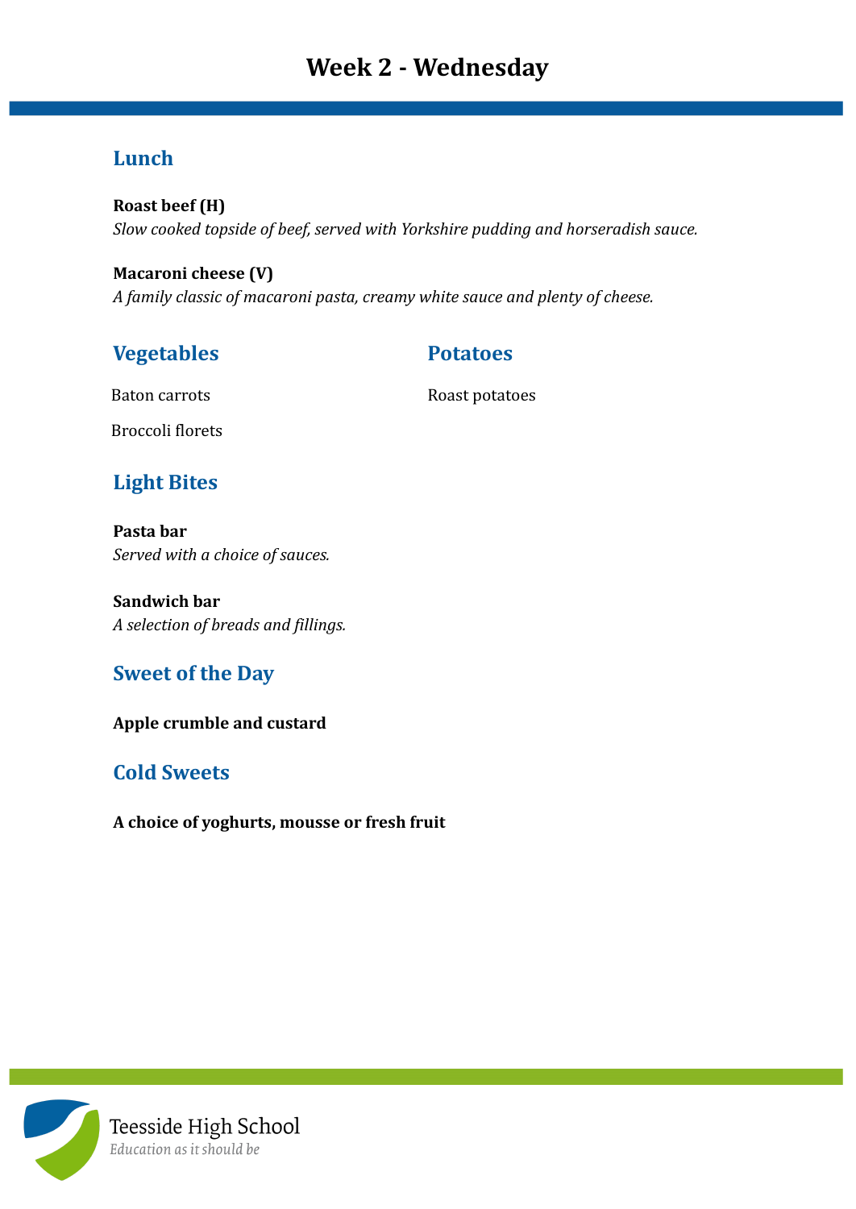# Week 2 - Wednesday

## Lunch

**Roast beef (H)**
*Slow cooked topside of beef, served with Yorkshire pudding and horseradish sauce.*

**Macaroni cheese (V)**
*A family classic of macaroni pasta, creamy white sauce and plenty of cheese.*

## Vegetables

Baton carrots

Broccoli florets

## Potatoes

Roast potatoes

## Light Bites

**Pasta bar**
*Served with a choice of sauces.*

**Sandwich bar**
*A selection of breads and fillings.*

## Sweet of the Day

**Apple crumble and custard**

## Cold Sweets

**A choice of yoghurts, mousse or fresh fruit**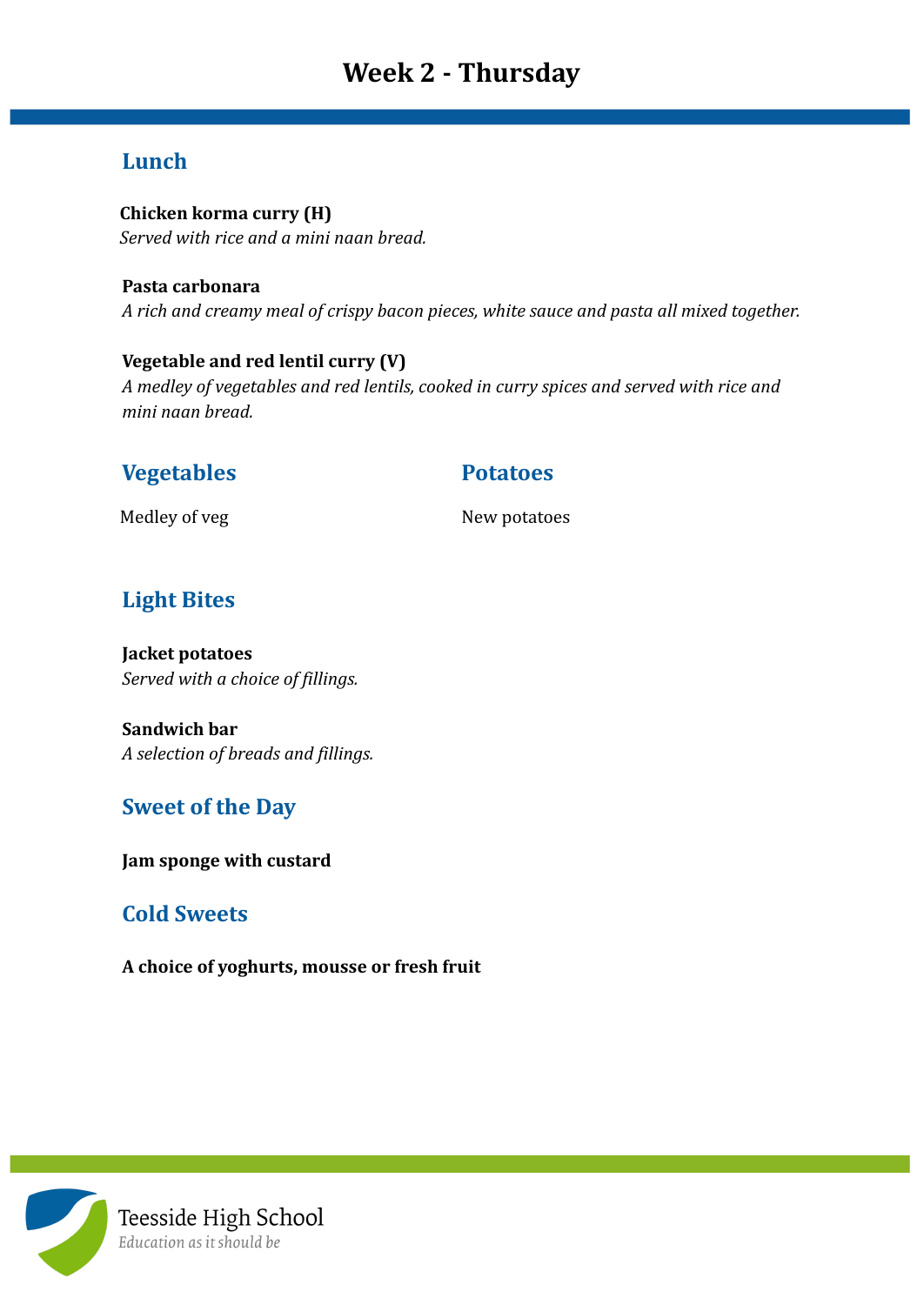# Week 2 - Thursday

## Lunch

**Chicken korma curry (H)**
*Served with rice and a mini naan bread.*

**Pasta carbonara**
*A rich and creamy meal of crispy bacon pieces, white sauce and pasta all mixed together.*

**Vegetable and red lentil curry (V)**
*A medley of vegetables and red lentils, cooked in curry spices and served with rice and mini naan bread.*

## Vegetables

Medley of veg

## Potatoes

New potatoes

## Light Bites

**Jacket potatoes**
*Served with a choice of fillings.*

**Sandwich bar**
*A selection of breads and fillings.*

## Sweet of the Day

**Jam sponge with custard**

## Cold Sweets

**A choice of yoghurts, mousse or fresh fruit**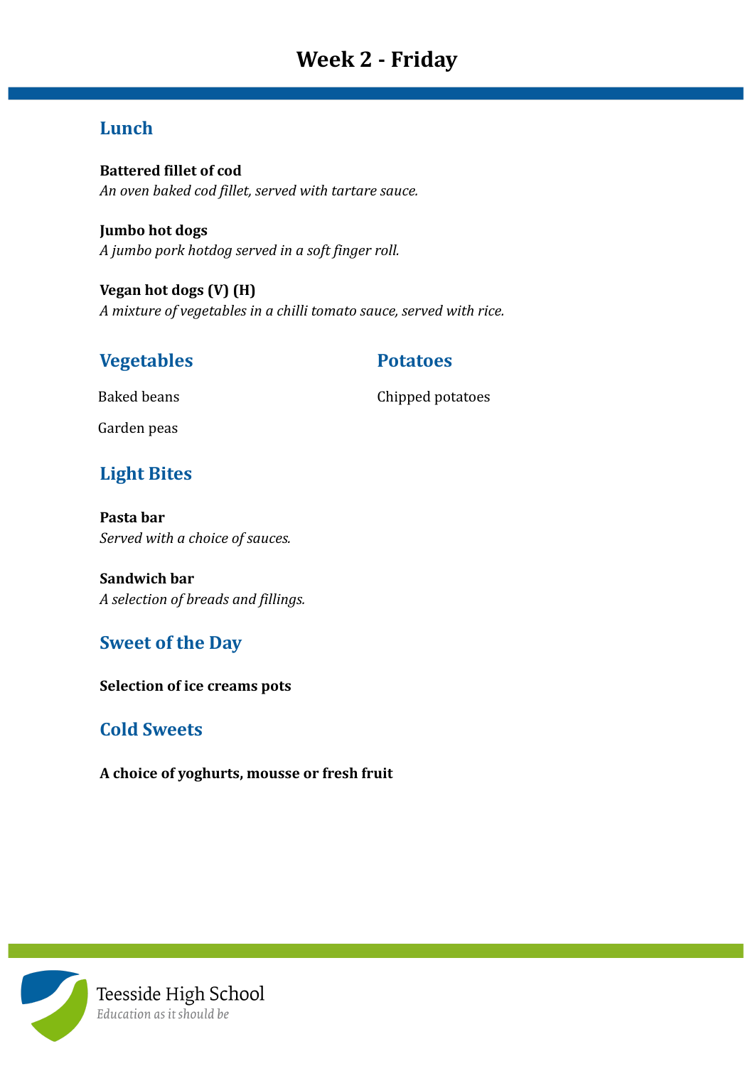# Week 2 - Friday

## Lunch

**Battered fillet of cod**
*An oven baked cod fillet, served with tartare sauce.*

**Jumbo hot dogs**
*A jumbo pork hotdog served in a soft finger roll.*

**Vegan hot dogs (V) (H)**
*A mixture of vegetables in a chilli tomato sauce, served with rice.*

## Vegetables

Baked beans

Garden peas

## Potatoes

Chipped potatoes

## Light Bites

**Pasta bar**
*Served with a choice of sauces.*

**Sandwich bar**
*A selection of breads and fillings.*

## Sweet of the Day

**Selection of ice creams pots**

## Cold Sweets

**A choice of yoghurts, mousse or fresh fruit**

Teesside High School
*Education as it should be*